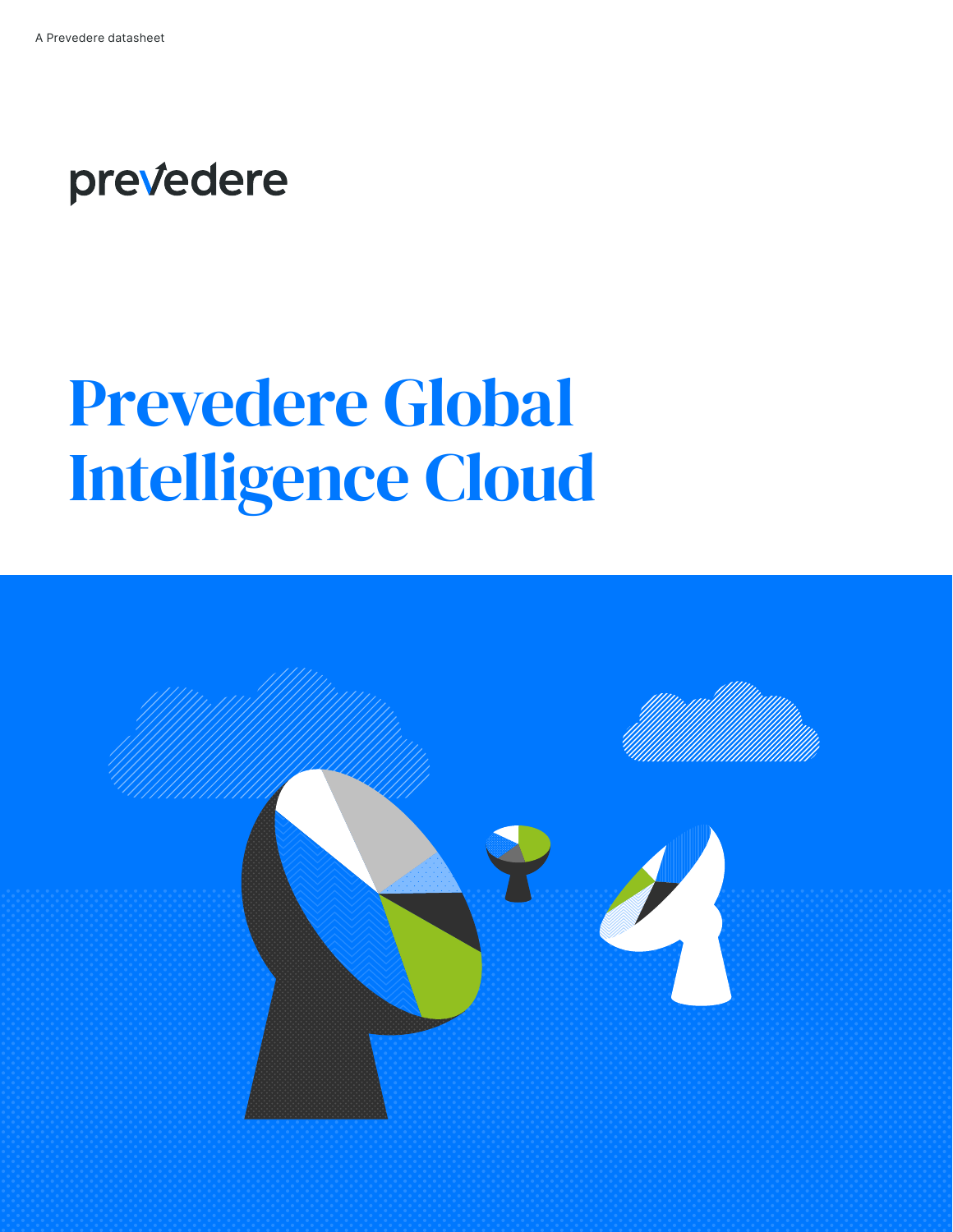A Prevedere datasheet

prevedere

# Prevedere Global Intelligence Cloud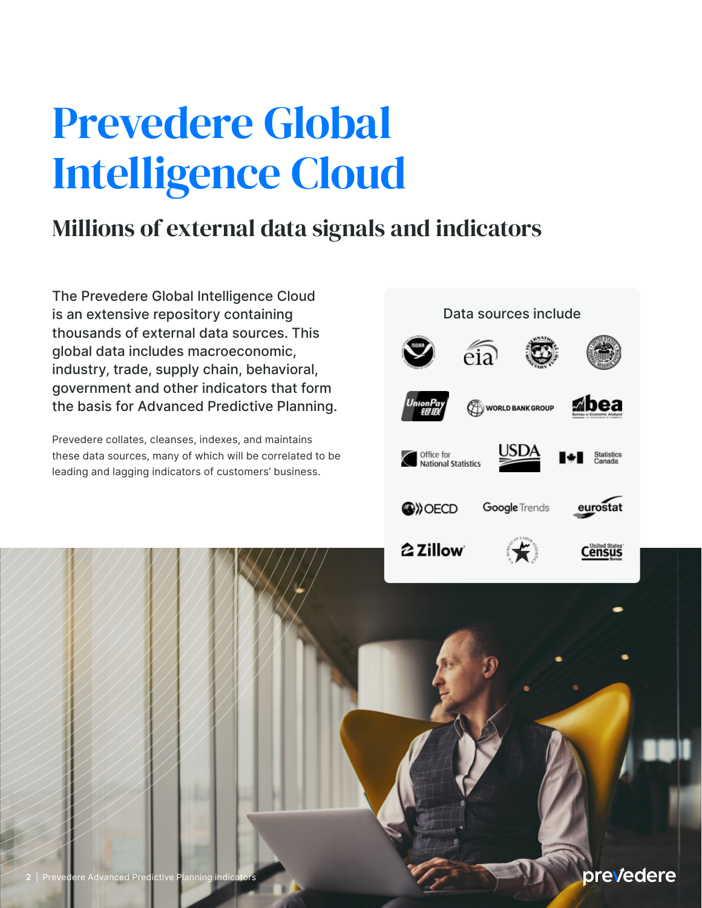# Prevedere Global Intelligence Cloud

## Millions of external data signals and indicators

The Prevedere Global Intelligence Cloud is an extensive repository containing thousands of external data sources. This global data includes macroeconomic, industry, trade, supply chain, behavioral, government and other indicators that form the basis for Advanced Predictive Planning.

Prevedere collates, cleanses, indexes, and maintains these data sources, many of which will be correlated to be leading and lagging indicators of customers' business.

Data sources include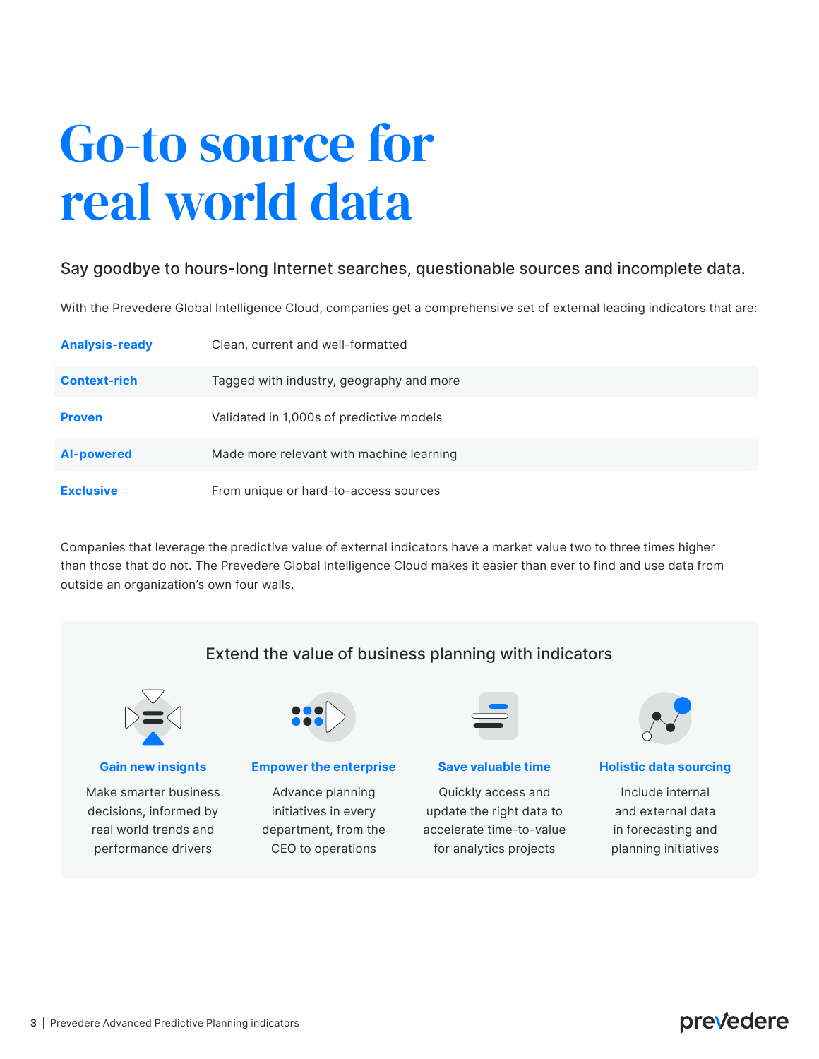# Go-to source for real world data

Say goodbye to hours-long Internet searches, questionable sources and incomplete data.

With the Prevedere Global Intelligence Cloud, companies get a comprehensive set of external leading indicators that are:

| | |
|---|---|
| **Analysis-ready** | Clean, current and well-formatted |
| **Context-rich** | Tagged with industry, geography and more |
| **Proven** | Validated in 1,000s of predictive models |
| **AI-powered** | Made more relevant with machine learning |
| **Exclusive** | From unique or hard-to-access sources |

Companies that leverage the predictive value of external indicators have a market value two to three times higher than those that do not. The Prevedere Global Intelligence Cloud makes it easier than ever to find and use data from outside an organization's own four walls.

## Extend the value of business planning with indicators

**Gain new insights**

Make smarter business decisions, informed by real world trends and performance drivers

**Empower the enterprise**

Advance planning initiatives in every department, from the CEO to operations

**Save valuable time**

Quickly access and update the right data to accelerate time-to-value for analytics projects

**Holistic data sourcing**

Include internal and external data in forecasting and planning initiatives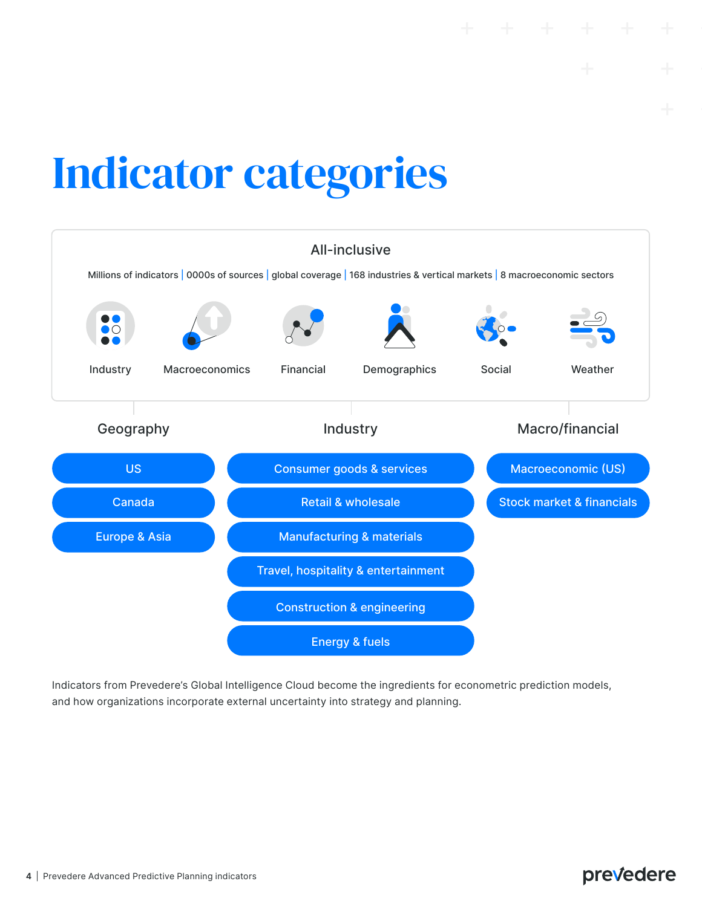# Indicator categories

## All-inclusive

Millions of indicators | 0000s of sources | global coverage | 168 industries & vertical markets | 8 macroeconomic sectors

Industry · Macroeconomics · Financial · Demographics · Social · Weather

### Geography

- US
- Canada
- Europe & Asia

### Industry

- Consumer goods & services
- Retail & wholesale
- Manufacturing & materials
- Travel, hospitality & entertainment
- Construction & engineering
- Energy & fuels

### Macro/financial

- Macroeconomic (US)
- Stock market & financials

Indicators from Prevedere's Global Intelligence Cloud become the ingredients for econometric prediction models, and how organizations incorporate external uncertainty into strategy and planning.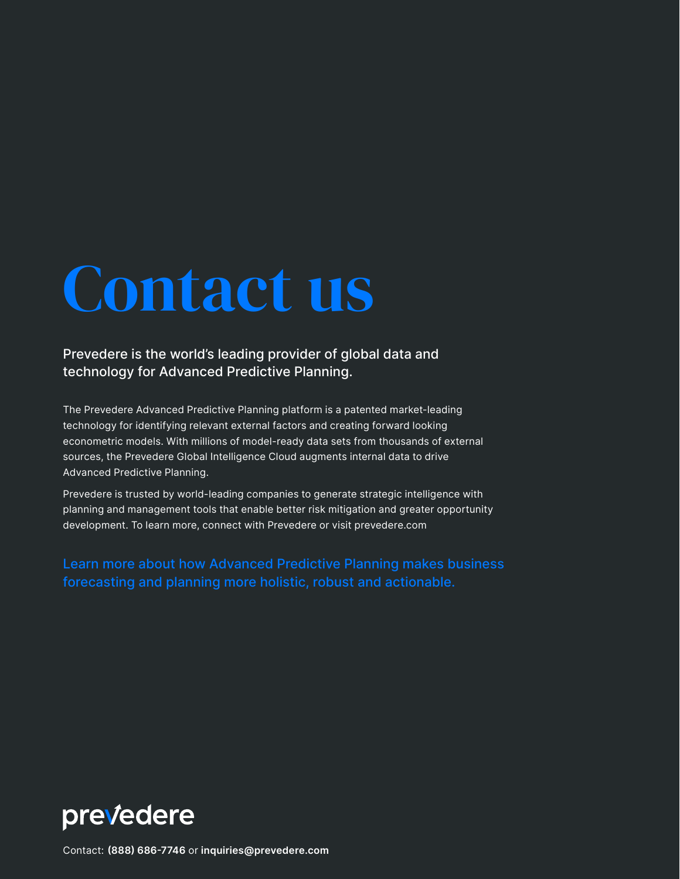# Contact us

Prevedere is the world's leading provider of global data and technology for Advanced Predictive Planning.

The Prevedere Advanced Predictive Planning platform is a patented market-leading technology for identifying relevant external factors and creating forward looking econometric models. With millions of model-ready data sets from thousands of external sources, the Prevedere Global Intelligence Cloud augments internal data to drive Advanced Predictive Planning.

Prevedere is trusted by world-leading companies to generate strategic intelligence with planning and management tools that enable better risk mitigation and greater opportunity development. To learn more, connect with Prevedere or visit prevedere.com

Learn more about how Advanced Predictive Planning makes business forecasting and planning more holistic, robust and actionable.

prevedere

Contact: **(888) 686-7746** or **inquiries@prevedere.com**